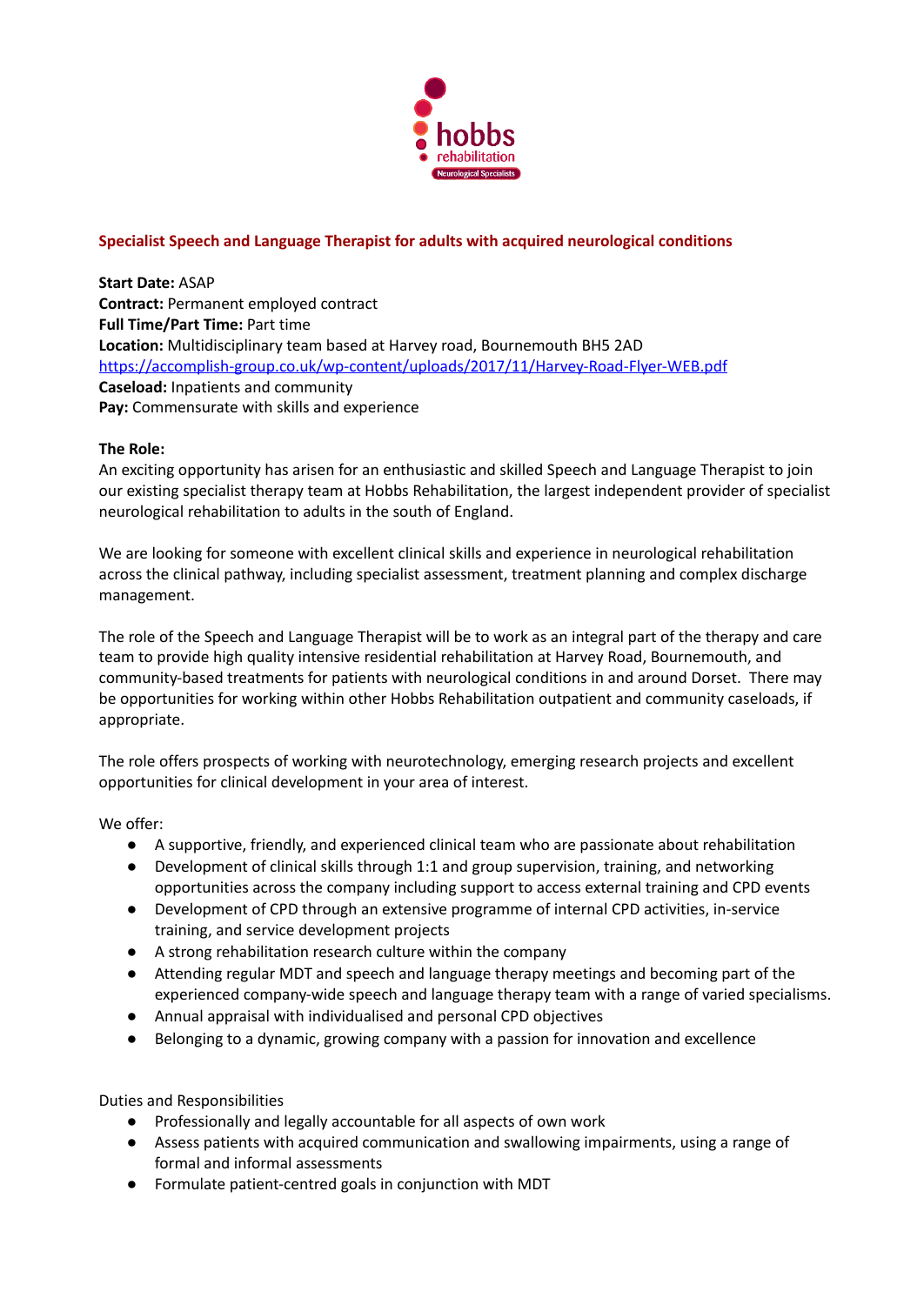hobbs rehabilitation
Neurological Specialists

## Specialist Speech and Language Therapist for adults with acquired neurological conditions

**Start Date:** ASAP
**Contract:** Permanent employed contract
**Full Time/Part Time:** Part time
**Location:** Multidisciplinary team based at Harvey road, Bournemouth BH5 2AD
https://accomplish-group.co.uk/wp-content/uploads/2017/11/Harvey-Road-Flyer-WEB.pdf
**Caseload:** Inpatients and community
**Pay:** Commensurate with skills and experience

**The Role:**
An exciting opportunity has arisen for an enthusiastic and skilled Speech and Language Therapist to join our existing specialist therapy team at Hobbs Rehabilitation, the largest independent provider of specialist neurological rehabilitation to adults in the south of England.

We are looking for someone with excellent clinical skills and experience in neurological rehabilitation across the clinical pathway, including specialist assessment, treatment planning and complex discharge management.

The role of the Speech and Language Therapist will be to work as an integral part of the therapy and care team to provide high quality intensive residential rehabilitation at Harvey Road, Bournemouth, and community-based treatments for patients with neurological conditions in and around Dorset. There may be opportunities for working within other Hobbs Rehabilitation outpatient and community caseloads, if appropriate.

The role offers prospects of working with neurotechnology, emerging research projects and excellent opportunities for clinical development in your area of interest.

We offer:

- A supportive, friendly, and experienced clinical team who are passionate about rehabilitation
- Development of clinical skills through 1:1 and group supervision, training, and networking opportunities across the company including support to access external training and CPD events
- Development of CPD through an extensive programme of internal CPD activities, in-service training, and service development projects
- A strong rehabilitation research culture within the company
- Attending regular MDT and speech and language therapy meetings and becoming part of the experienced company-wide speech and language therapy team with a range of varied specialisms.
- Annual appraisal with individualised and personal CPD objectives
- Belonging to a dynamic, growing company with a passion for innovation and excellence

Duties and Responsibilities

- Professionally and legally accountable for all aspects of own work
- Assess patients with acquired communication and swallowing impairments, using a range of formal and informal assessments
- Formulate patient-centred goals in conjunction with MDT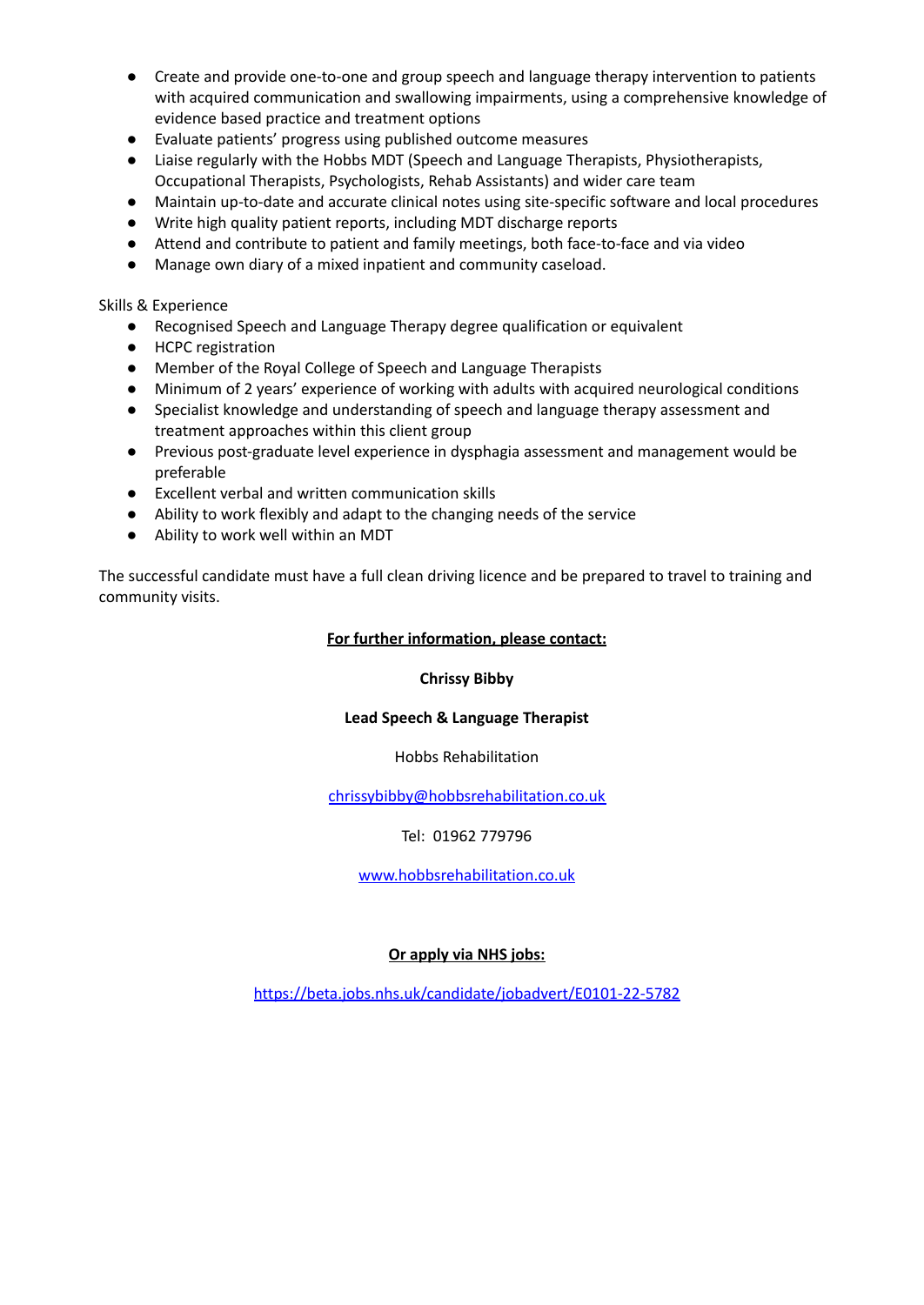- Create and provide one-to-one and group speech and language therapy intervention to patients with acquired communication and swallowing impairments, using a comprehensive knowledge of evidence based practice and treatment options
- Evaluate patients' progress using published outcome measures
- Liaise regularly with the Hobbs MDT (Speech and Language Therapists, Physiotherapists, Occupational Therapists, Psychologists, Rehab Assistants) and wider care team
- Maintain up-to-date and accurate clinical notes using site-specific software and local procedures
- Write high quality patient reports, including MDT discharge reports
- Attend and contribute to patient and family meetings, both face-to-face and via video
- Manage own diary of a mixed inpatient and community caseload.

Skills & Experience

- Recognised Speech and Language Therapy degree qualification or equivalent
- HCPC registration
- Member of the Royal College of Speech and Language Therapists
- Minimum of 2 years' experience of working with adults with acquired neurological conditions
- Specialist knowledge and understanding of speech and language therapy assessment and treatment approaches within this client group
- Previous post-graduate level experience in dysphagia assessment and management would be preferable
- Excellent verbal and written communication skills
- Ability to work flexibly and adapt to the changing needs of the service
- Ability to work well within an MDT

The successful candidate must have a full clean driving licence and be prepared to travel to training and community visits.

**For further information, please contact:**

**Chrissy Bibby**

**Lead Speech & Language Therapist**

Hobbs Rehabilitation

chrissybibby@hobbsrehabilitation.co.uk

Tel: 01962 779796

www.hobbsrehabilitation.co.uk

**Or apply via NHS jobs:**

https://beta.jobs.nhs.uk/candidate/jobadvert/E0101-22-5782